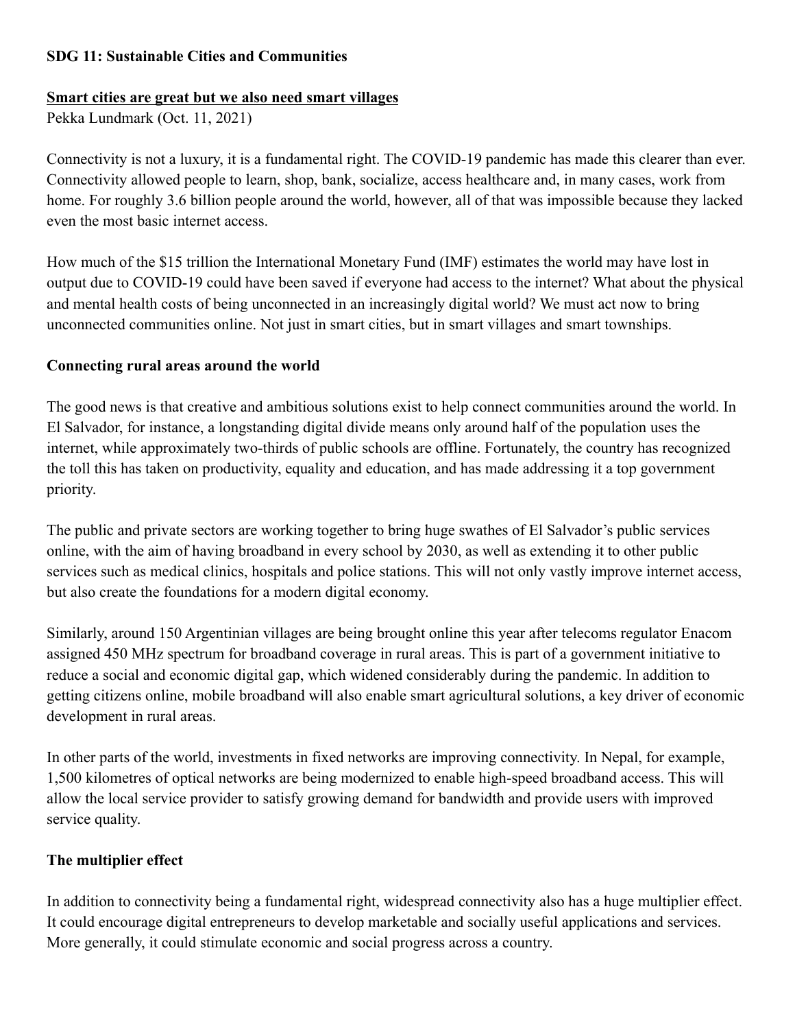**SDG 11: Sustainable Cities and Communities**

**Smart cities are great but we also need smart villages**

Pekka Lundmark (Oct. 11, 2021)

Connectivity is not a luxury, it is a fundamental right. The COVID-19 pandemic has made this clearer than ever. Connectivity allowed people to learn, shop, bank, socialize, access healthcare and, in many cases, work from home. For roughly 3.6 billion people around the world, however, all of that was impossible because they lacked even the most basic internet access.

How much of the $15 trillion the International Monetary Fund (IMF) estimates the world may have lost in output due to COVID-19 could have been saved if everyone had access to the internet? What about the physical and mental health costs of being unconnected in an increasingly digital world? We must act now to bring unconnected communities online. Not just in smart cities, but in smart villages and smart townships.

**Connecting rural areas around the world**

The good news is that creative and ambitious solutions exist to help connect communities around the world. In El Salvador, for instance, a longstanding digital divide means only around half of the population uses the internet, while approximately two-thirds of public schools are offline. Fortunately, the country has recognized the toll this has taken on productivity, equality and education, and has made addressing it a top government priority.

The public and private sectors are working together to bring huge swathes of El Salvador's public services online, with the aim of having broadband in every school by 2030, as well as extending it to other public services such as medical clinics, hospitals and police stations. This will not only vastly improve internet access, but also create the foundations for a modern digital economy.

Similarly, around 150 Argentinian villages are being brought online this year after telecoms regulator Enacom assigned 450 MHz spectrum for broadband coverage in rural areas. This is part of a government initiative to reduce a social and economic digital gap, which widened considerably during the pandemic. In addition to getting citizens online, mobile broadband will also enable smart agricultural solutions, a key driver of economic development in rural areas.

In other parts of the world, investments in fixed networks are improving connectivity. In Nepal, for example, 1,500 kilometres of optical networks are being modernized to enable high-speed broadband access. This will allow the local service provider to satisfy growing demand for bandwidth and provide users with improved service quality.

**The multiplier effect**

In addition to connectivity being a fundamental right, widespread connectivity also has a huge multiplier effect. It could encourage digital entrepreneurs to develop marketable and socially useful applications and services. More generally, it could stimulate economic and social progress across a country.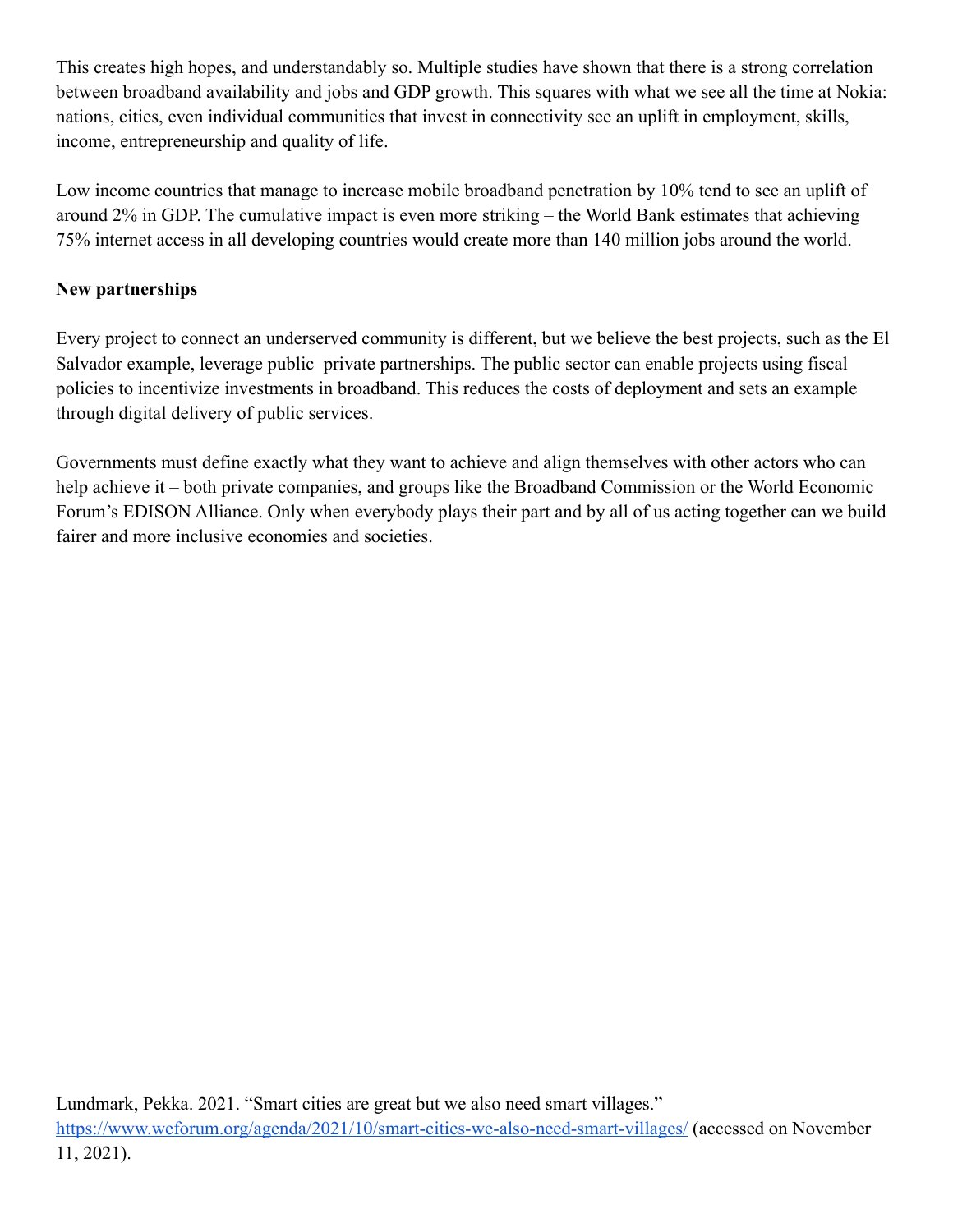This creates high hopes, and understandably so. Multiple studies have shown that there is a strong correlation between broadband availability and jobs and GDP growth. This squares with what we see all the time at Nokia: nations, cities, even individual communities that invest in connectivity see an uplift in employment, skills, income, entrepreneurship and quality of life.

Low income countries that manage to increase mobile broadband penetration by 10% tend to see an uplift of around 2% in GDP. The cumulative impact is even more striking – the World Bank estimates that achieving 75% internet access in all developing countries would create more than 140 million jobs around the world.

**New partnerships**

Every project to connect an underserved community is different, but we believe the best projects, such as the El Salvador example, leverage public–private partnerships. The public sector can enable projects using fiscal policies to incentivize investments in broadband. This reduces the costs of deployment and sets an example through digital delivery of public services.

Governments must define exactly what they want to achieve and align themselves with other actors who can help achieve it – both private companies, and groups like the Broadband Commission or the World Economic Forum's EDISON Alliance. Only when everybody plays their part and by all of us acting together can we build fairer and more inclusive economies and societies.

Lundmark, Pekka. 2021. "Smart cities are great but we also need smart villages." [https://www.weforum.org/agenda/2021/10/smart-cities-we-also-need-smart-villages/](https://www.weforum.org/agenda/2021/10/smart-cities-we-also-need-smart-villages/) (accessed on November 11, 2021).